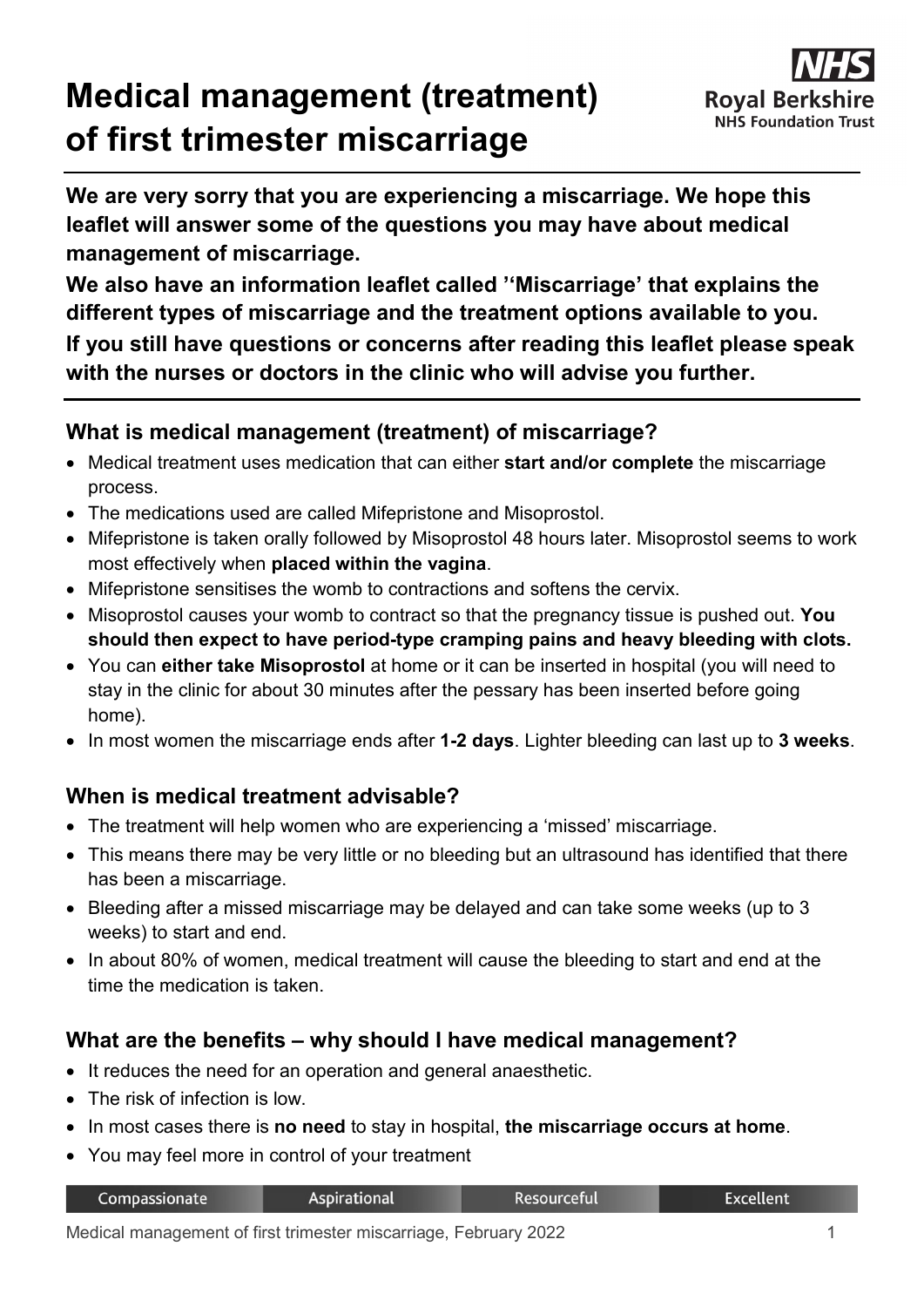# Medical management (treatment) of first trimester miscarriage

**We are very sorry that you are experiencing a miscarriage. We hope this leaflet will answer some of the questions you may have about medical management of miscarriage.**

**We also have an information leaflet called ''Miscarriage' that explains the different types of miscarriage and the treatment options available to you.**

**If you still have questions or concerns after reading this leaflet please speak with the nurses or doctors in the clinic who will advise you further.**

## What is medical management (treatment) of miscarriage?

- Medical treatment uses medication that can either **start and/or complete** the miscarriage process.
- The medications used are called Mifepristone and Misoprostol.
- Mifepristone is taken orally followed by Misoprostol 48 hours later. Misoprostol seems to work most effectively when **placed within the vagina**.
- Mifepristone sensitises the womb to contractions and softens the cervix.
- Misoprostol causes your womb to contract so that the pregnancy tissue is pushed out. **You should then expect to have period-type cramping pains and heavy bleeding with clots.**
- You can **either take Misoprostol** at home or it can be inserted in hospital (you will need to stay in the clinic for about 30 minutes after the pessary has been inserted before going home).
- In most women the miscarriage ends after **1-2 days**. Lighter bleeding can last up to **3 weeks**.

## When is medical treatment advisable?

- The treatment will help women who are experiencing a 'missed' miscarriage.
- This means there may be very little or no bleeding but an ultrasound has identified that there has been a miscarriage.
- Bleeding after a missed miscarriage may be delayed and can take some weeks (up to 3 weeks) to start and end.
- In about 80% of women, medical treatment will cause the bleeding to start and end at the time the medication is taken.

## What are the benefits – why should I have medical management?

- It reduces the need for an operation and general anaesthetic.
- The risk of infection is low.
- In most cases there is **no need** to stay in hospital, **the miscarriage occurs at home**.
- You may feel more in control of your treatment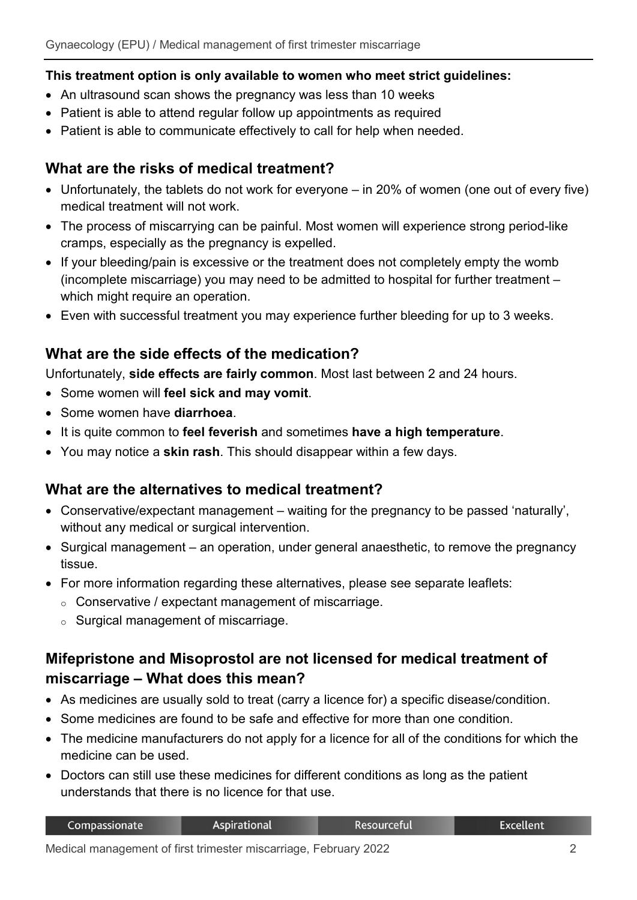**This treatment option is only available to women who meet strict guidelines:**

- An ultrasound scan shows the pregnancy was less than 10 weeks
- Patient is able to attend regular follow up appointments as required
- Patient is able to communicate effectively to call for help when needed.

## What are the risks of medical treatment?

- Unfortunately, the tablets do not work for everyone – in 20% of women (one out of every five) medical treatment will not work.
- The process of miscarrying can be painful. Most women will experience strong period-like cramps, especially as the pregnancy is expelled.
- If your bleeding/pain is excessive or the treatment does not completely empty the womb (incomplete miscarriage) you may need to be admitted to hospital for further treatment – which might require an operation.
- Even with successful treatment you may experience further bleeding for up to 3 weeks.

## What are the side effects of the medication?

Unfortunately, **side effects are fairly common**. Most last between 2 and 24 hours.

- Some women will **feel sick and may vomit**.
- Some women have **diarrhoea**.
- It is quite common to **feel feverish** and sometimes **have a high temperature**.
- You may notice a **skin rash**. This should disappear within a few days.

## What are the alternatives to medical treatment?

- Conservative/expectant management – waiting for the pregnancy to be passed 'naturally', without any medical or surgical intervention.
- Surgical management – an operation, under general anaesthetic, to remove the pregnancy tissue.
- For more information regarding these alternatives, please see separate leaflets:
  - Conservative / expectant management of miscarriage.
  - Surgical management of miscarriage.

## Mifepristone and Misoprostol are not licensed for medical treatment of miscarriage – What does this mean?

- As medicines are usually sold to treat (carry a licence for) a specific disease/condition.
- Some medicines are found to be safe and effective for more than one condition.
- The medicine manufacturers do not apply for a licence for all of the conditions for which the medicine can be used.
- Doctors can still use these medicines for different conditions as long as the patient understands that there is no licence for that use.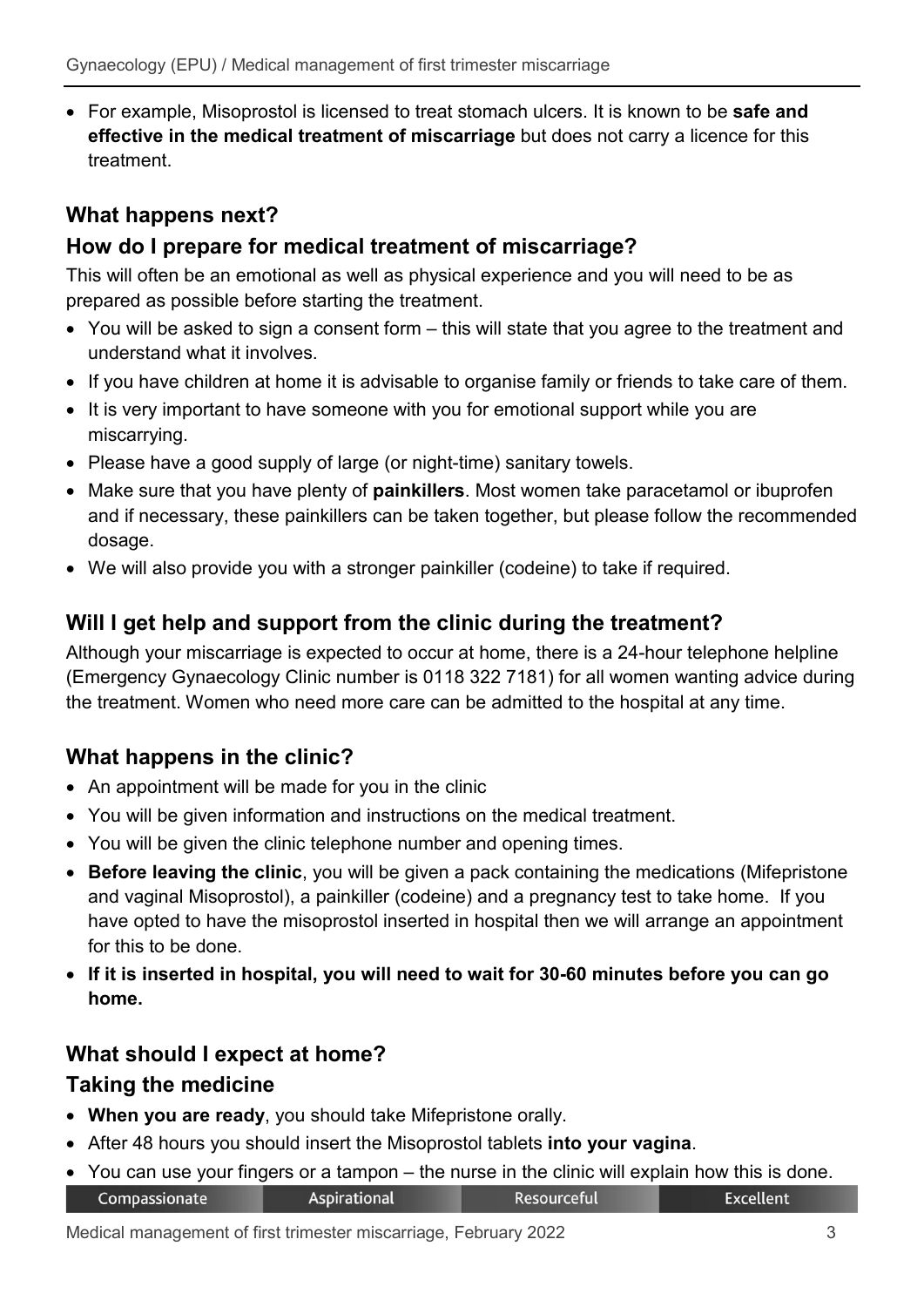- For example, Misoprostol is licensed to treat stomach ulcers. It is known to be **safe and effective in the medical treatment of miscarriage** but does not carry a licence for this treatment.

## What happens next?

## How do I prepare for medical treatment of miscarriage?

This will often be an emotional as well as physical experience and you will need to be as prepared as possible before starting the treatment.

- You will be asked to sign a consent form – this will state that you agree to the treatment and understand what it involves.
- If you have children at home it is advisable to organise family or friends to take care of them.
- It is very important to have someone with you for emotional support while you are miscarrying.
- Please have a good supply of large (or night-time) sanitary towels.
- Make sure that you have plenty of **painkillers**. Most women take paracetamol or ibuprofen and if necessary, these painkillers can be taken together, but please follow the recommended dosage.
- We will also provide you with a stronger painkiller (codeine) to take if required.

## Will I get help and support from the clinic during the treatment?

Although your miscarriage is expected to occur at home, there is a 24-hour telephone helpline (Emergency Gynaecology Clinic number is 0118 322 7181) for all women wanting advice during the treatment. Women who need more care can be admitted to the hospital at any time.

## What happens in the clinic?

- An appointment will be made for you in the clinic
- You will be given information and instructions on the medical treatment.
- You will be given the clinic telephone number and opening times.
- **Before leaving the clinic**, you will be given a pack containing the medications (Mifepristone and vaginal Misoprostol), a painkiller (codeine) and a pregnancy test to take home. If you have opted to have the misoprostol inserted in hospital then we will arrange an appointment for this to be done.
- **If it is inserted in hospital, you will need to wait for 30-60 minutes before you can go home.**

## What should I expect at home?

## Taking the medicine

- **When you are ready**, you should take Mifepristone orally.
- After 48 hours you should insert the Misoprostol tablets **into your vagina**.
- You can use your fingers or a tampon – the nurse in the clinic will explain how this is done.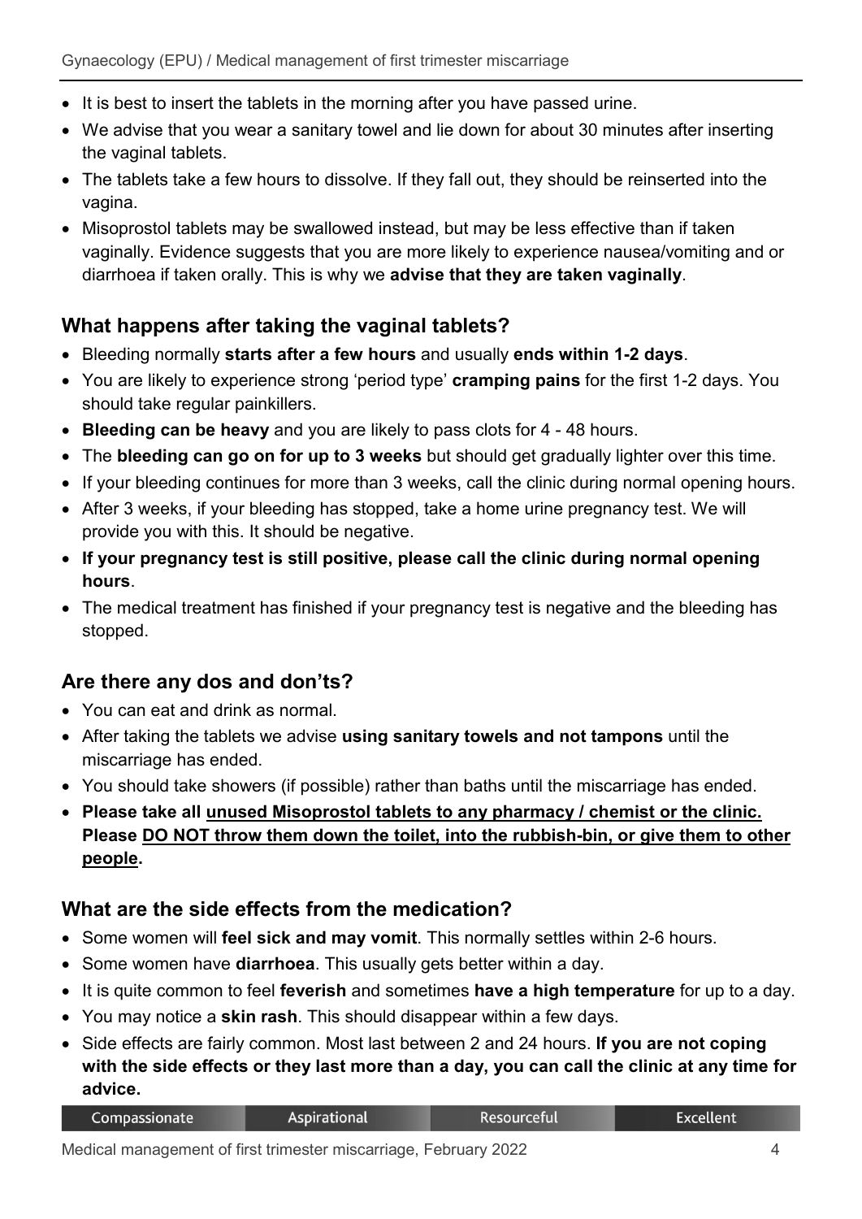- It is best to insert the tablets in the morning after you have passed urine.
- We advise that you wear a sanitary towel and lie down for about 30 minutes after inserting the vaginal tablets.
- The tablets take a few hours to dissolve. If they fall out, they should be reinserted into the vagina.
- Misoprostol tablets may be swallowed instead, but may be less effective than if taken vaginally. Evidence suggests that you are more likely to experience nausea/vomiting and or diarrhoea if taken orally. This is why we **advise that they are taken vaginally**.

## What happens after taking the vaginal tablets?

- Bleeding normally **starts after a few hours** and usually **ends within 1-2 days**.
- You are likely to experience strong 'period type' **cramping pains** for the first 1-2 days. You should take regular painkillers.
- **Bleeding can be heavy** and you are likely to pass clots for 4 - 48 hours.
- The **bleeding can go on for up to 3 weeks** but should get gradually lighter over this time.
- If your bleeding continues for more than 3 weeks, call the clinic during normal opening hours.
- After 3 weeks, if your bleeding has stopped, take a home urine pregnancy test. We will provide you with this. It should be negative.
- **If your pregnancy test is still positive, please call the clinic during normal opening hours**.
- The medical treatment has finished if your pregnancy test is negative and the bleeding has stopped.

## Are there any dos and don'ts?

- You can eat and drink as normal.
- After taking the tablets we advise **using sanitary towels and not tampons** until the miscarriage has ended.
- You should take showers (if possible) rather than baths until the miscarriage has ended.
- **Please take all <u>unused Misoprostol tablets to any pharmacy / chemist or the clinic.</u> Please <u>DO NOT throw them down the toilet, into the rubbish-bin, or give them to other people</u>.**

## What are the side effects from the medication?

- Some women will **feel sick and may vomit**. This normally settles within 2-6 hours.
- Some women have **diarrhoea**. This usually gets better within a day.
- It is quite common to feel **feverish** and sometimes **have a high temperature** for up to a day.
- You may notice a **skin rash**. This should disappear within a few days.
- Side effects are fairly common. Most last between 2 and 24 hours. **If you are not coping with the side effects or they last more than a day, you can call the clinic at any time for advice.**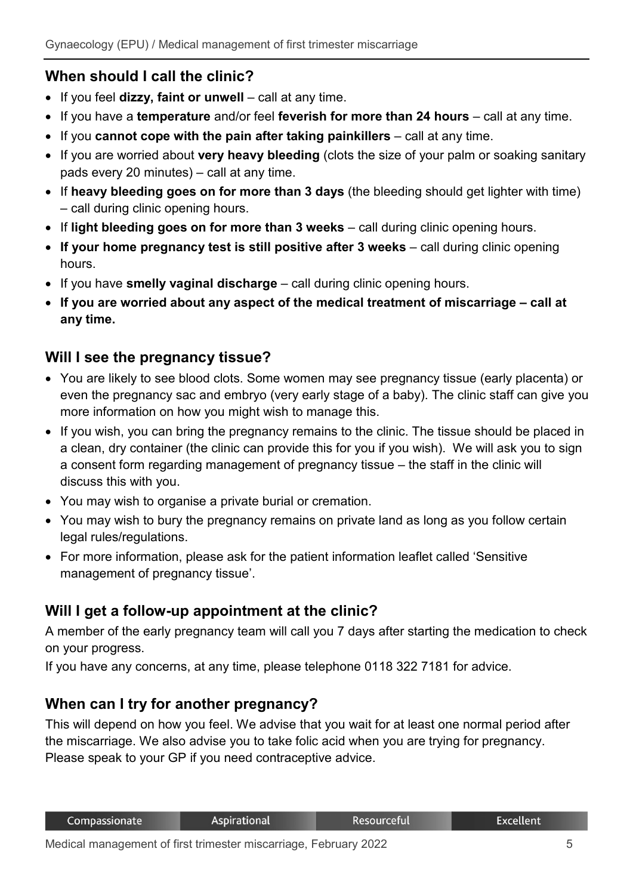## When should I call the clinic?

- If you feel **dizzy, faint or unwell** – call at any time.
- If you have a **temperature** and/or feel **feverish for more than 24 hours** – call at any time.
- If you **cannot cope with the pain after taking painkillers** – call at any time.
- If you are worried about **very heavy bleeding** (clots the size of your palm or soaking sanitary pads every 20 minutes) – call at any time.
- If **heavy bleeding goes on for more than 3 days** (the bleeding should get lighter with time) – call during clinic opening hours.
- If **light bleeding goes on for more than 3 weeks** – call during clinic opening hours.
- **If your home pregnancy test is still positive after 3 weeks** – call during clinic opening hours.
- If you have **smelly vaginal discharge** – call during clinic opening hours.
- **If you are worried about any aspect of the medical treatment of miscarriage – call at any time.**

## Will I see the pregnancy tissue?

- You are likely to see blood clots. Some women may see pregnancy tissue (early placenta) or even the pregnancy sac and embryo (very early stage of a baby). The clinic staff can give you more information on how you might wish to manage this.
- If you wish, you can bring the pregnancy remains to the clinic. The tissue should be placed in a clean, dry container (the clinic can provide this for you if you wish). We will ask you to sign a consent form regarding management of pregnancy tissue – the staff in the clinic will discuss this with you.
- You may wish to organise a private burial or cremation.
- You may wish to bury the pregnancy remains on private land as long as you follow certain legal rules/regulations.
- For more information, please ask for the patient information leaflet called 'Sensitive management of pregnancy tissue'.

## Will I get a follow-up appointment at the clinic?

A member of the early pregnancy team will call you 7 days after starting the medication to check on your progress.

If you have any concerns, at any time, please telephone 0118 322 7181 for advice.

## When can I try for another pregnancy?

This will depend on how you feel. We advise that you wait for at least one normal period after the miscarriage. We also advise you to take folic acid when you are trying for pregnancy. Please speak to your GP if you need contraceptive advice.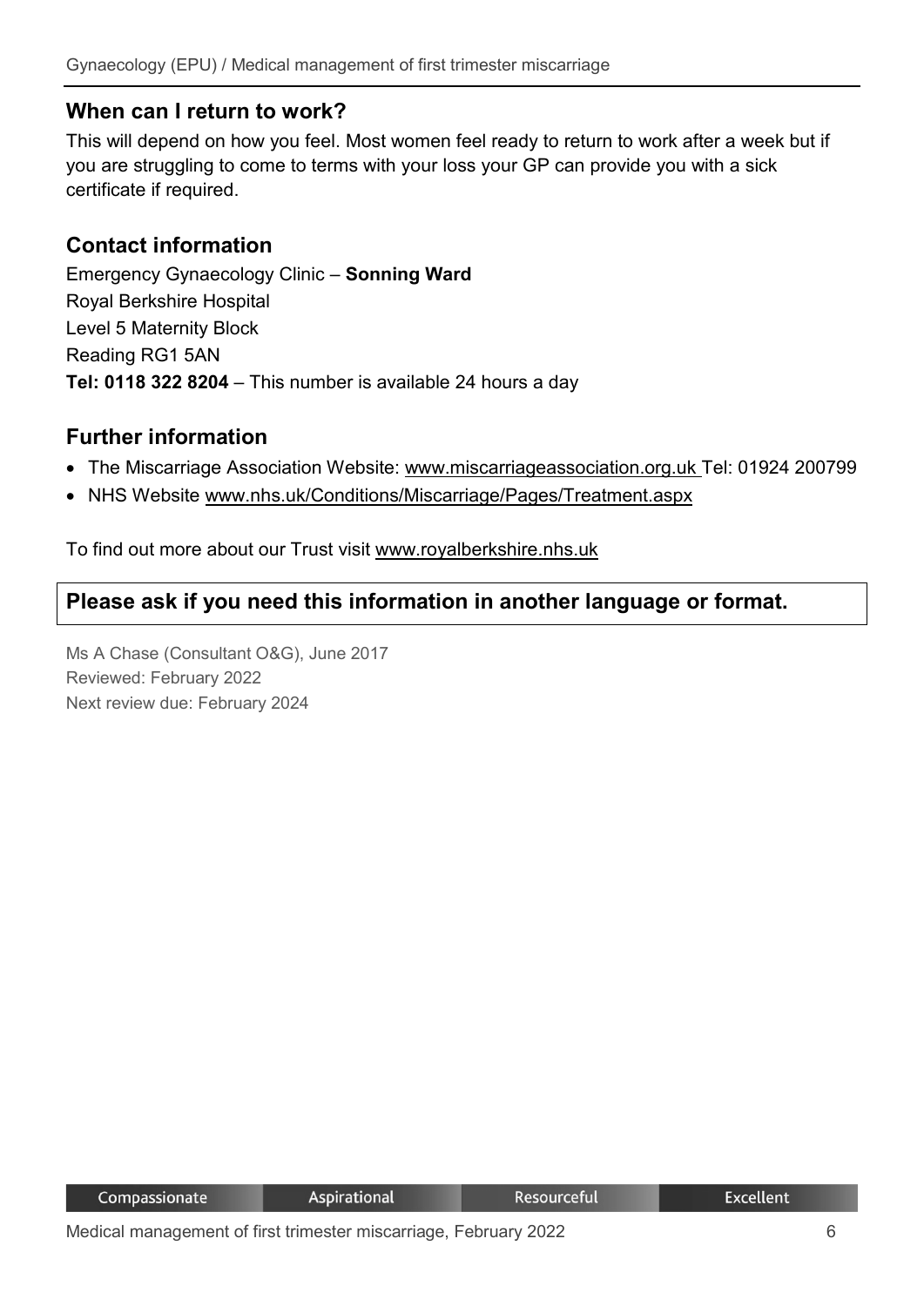## When can I return to work?

This will depend on how you feel. Most women feel ready to return to work after a week but if you are struggling to come to terms with your loss your GP can provide you with a sick certificate if required.

## Contact information

Emergency Gynaecology Clinic – **Sonning Ward**
Royal Berkshire Hospital
Level 5 Maternity Block
Reading RG1 5AN
**Tel: 0118 322 8204** – This number is available 24 hours a day

## Further information

- The Miscarriage Association Website: www.miscarriageassociation.org.uk Tel: 01924 200799
- NHS Website www.nhs.uk/Conditions/Miscarriage/Pages/Treatment.aspx

To find out more about our Trust visit www.royalberkshire.nhs.uk

**Please ask if you need this information in another language or format.**

Ms A Chase (Consultant O&G), June 2017
Reviewed: February 2022
Next review due: February 2024